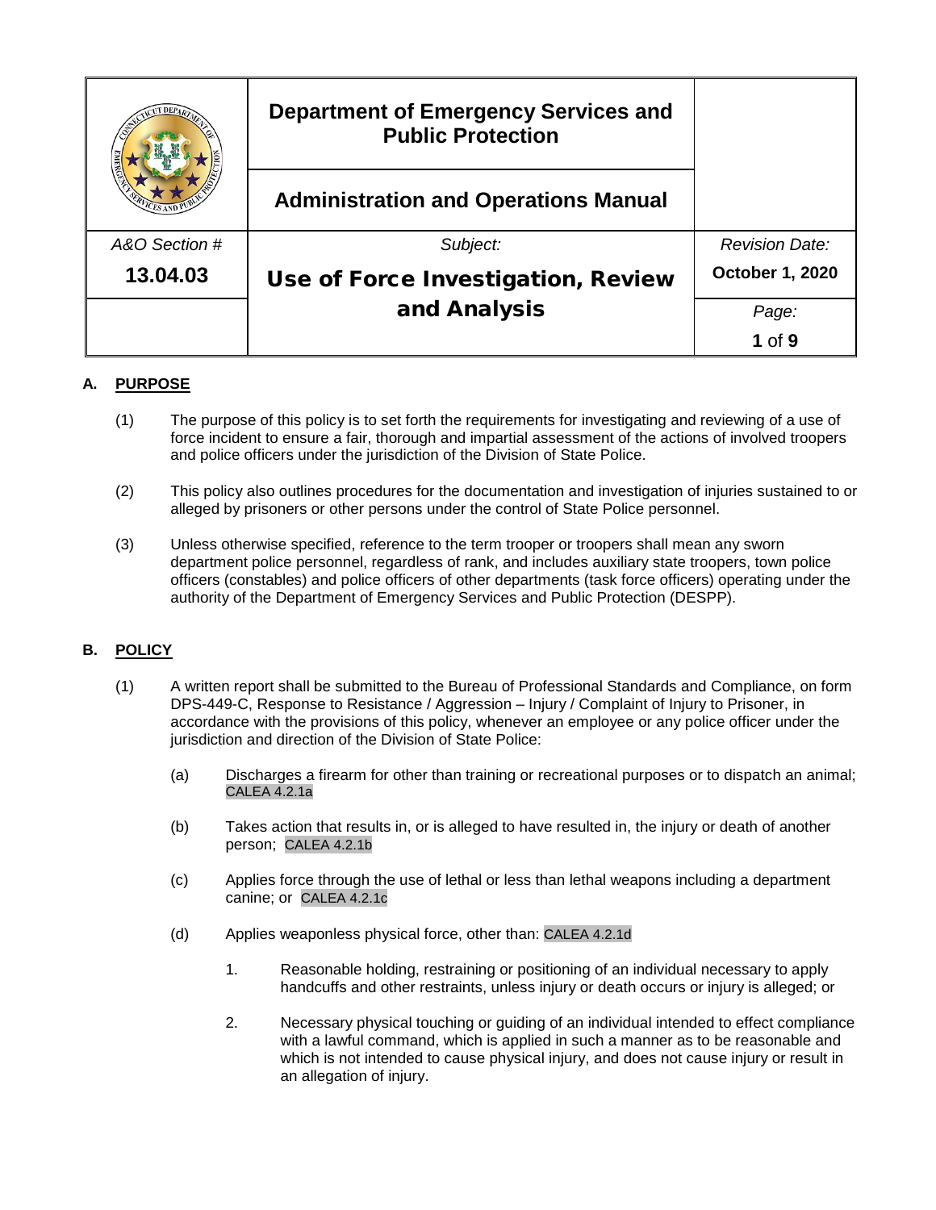| | Department of Emergency Services and Public Protection | |
|---|---|---|
| | Administration and Operations Manual | |
| *A&O Section #* | *Subject:* | *Revision Date:* |
| **13.04.03** | **Use of Force Investigation, Review and Analysis** | **October 1, 2020** |
| | | *Page:* **1** of **9** |

## A. PURPOSE

(1) The purpose of this policy is to set forth the requirements for investigating and reviewing of a use of force incident to ensure a fair, thorough and impartial assessment of the actions of involved troopers and police officers under the jurisdiction of the Division of State Police.

(2) This policy also outlines procedures for the documentation and investigation of injuries sustained to or alleged by prisoners or other persons under the control of State Police personnel.

(3) Unless otherwise specified, reference to the term trooper or troopers shall mean any sworn department police personnel, regardless of rank, and includes auxiliary state troopers, town police officers (constables) and police officers of other departments (task force officers) operating under the authority of the Department of Emergency Services and Public Protection (DESPP).

## B. POLICY

(1) A written report shall be submitted to the Bureau of Professional Standards and Compliance, on form DPS-449-C, Response to Resistance / Aggression – Injury / Complaint of Injury to Prisoner, in accordance with the provisions of this policy, whenever an employee or any police officer under the jurisdiction and direction of the Division of State Police:

(a) Discharges a firearm for other than training or recreational purposes or to dispatch an animal; CALEA 4.2.1a

(b) Takes action that results in, or is alleged to have resulted in, the injury or death of another person; CALEA 4.2.1b

(c) Applies force through the use of lethal or less than lethal weapons including a department canine; or CALEA 4.2.1c

(d) Applies weaponless physical force, other than: CALEA 4.2.1d

1. Reasonable holding, restraining or positioning of an individual necessary to apply handcuffs and other restraints, unless injury or death occurs or injury is alleged; or

2. Necessary physical touching or guiding of an individual intended to effect compliance with a lawful command, which is applied in such a manner as to be reasonable and which is not intended to cause physical injury, and does not cause injury or result in an allegation of injury.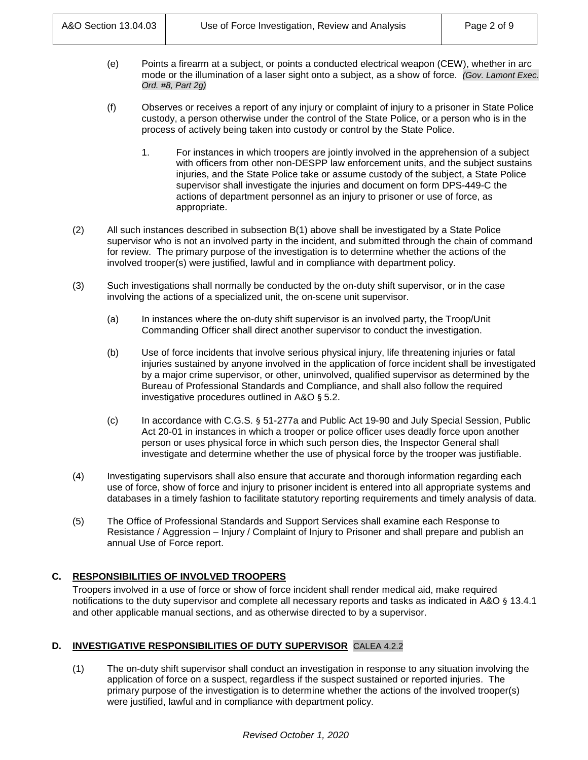(e) Points a firearm at a subject, or points a conducted electrical weapon (CEW), whether in arc mode or the illumination of a laser sight onto a subject, as a show of force. *(Gov. Lamont Exec. Ord. #8, Part 2g)*

(f) Observes or receives a report of any injury or complaint of injury to a prisoner in State Police custody, a person otherwise under the control of the State Police, or a person who is in the process of actively being taken into custody or control by the State Police.

1. For instances in which troopers are jointly involved in the apprehension of a subject with officers from other non-DESPP law enforcement units, and the subject sustains injuries, and the State Police take or assume custody of the subject, a State Police supervisor shall investigate the injuries and document on form DPS-449-C the actions of department personnel as an injury to prisoner or use of force, as appropriate.

(2) All such instances described in subsection B(1) above shall be investigated by a State Police supervisor who is not an involved party in the incident, and submitted through the chain of command for review. The primary purpose of the investigation is to determine whether the actions of the involved trooper(s) were justified, lawful and in compliance with department policy.

(3) Such investigations shall normally be conducted by the on-duty shift supervisor, or in the case involving the actions of a specialized unit, the on-scene unit supervisor.

(a) In instances where the on-duty shift supervisor is an involved party, the Troop/Unit Commanding Officer shall direct another supervisor to conduct the investigation.

(b) Use of force incidents that involve serious physical injury, life threatening injuries or fatal injuries sustained by anyone involved in the application of force incident shall be investigated by a major crime supervisor, or other, uninvolved, qualified supervisor as determined by the Bureau of Professional Standards and Compliance, and shall also follow the required investigative procedures outlined in A&O § 5.2.

(c) In accordance with C.G.S. § 51-277a and Public Act 19-90 and July Special Session, Public Act 20-01 in instances in which a trooper or police officer uses deadly force upon another person or uses physical force in which such person dies, the Inspector General shall investigate and determine whether the use of physical force by the trooper was justifiable.

(4) Investigating supervisors shall also ensure that accurate and thorough information regarding each use of force, show of force and injury to prisoner incident is entered into all appropriate systems and databases in a timely fashion to facilitate statutory reporting requirements and timely analysis of data.

(5) The Office of Professional Standards and Support Services shall examine each Response to Resistance / Aggression – Injury / Complaint of Injury to Prisoner and shall prepare and publish an annual Use of Force report.

## C. RESPONSIBILITIES OF INVOLVED TROOPERS

Troopers involved in a use of force or show of force incident shall render medical aid, make required notifications to the duty supervisor and complete all necessary reports and tasks as indicated in A&O § 13.4.1 and other applicable manual sections, and as otherwise directed to by a supervisor.

## D. INVESTIGATIVE RESPONSIBILITIES OF DUTY SUPERVISOR CALEA 4.2.2

(1) The on-duty shift supervisor shall conduct an investigation in response to any situation involving the application of force on a suspect, regardless if the suspect sustained or reported injuries. The primary purpose of the investigation is to determine whether the actions of the involved trooper(s) were justified, lawful and in compliance with department policy.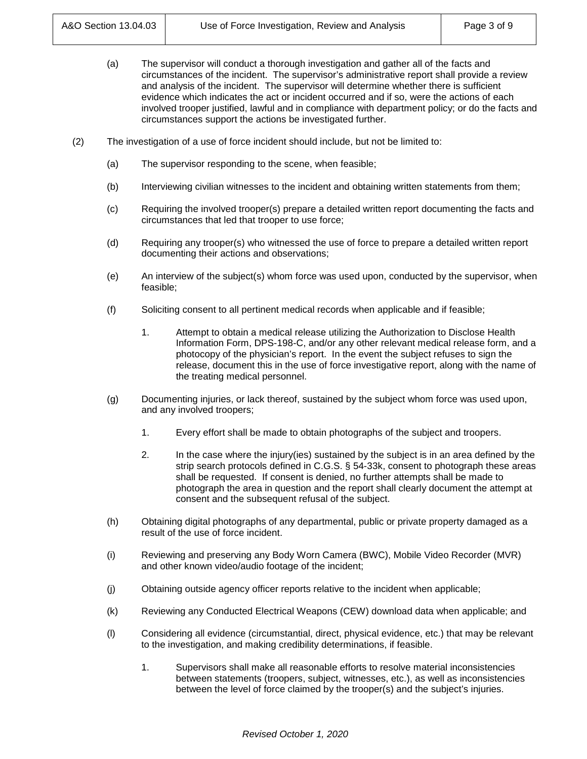(a) The supervisor will conduct a thorough investigation and gather all of the facts and circumstances of the incident. The supervisor's administrative report shall provide a review and analysis of the incident. The supervisor will determine whether there is sufficient evidence which indicates the act or incident occurred and if so, were the actions of each involved trooper justified, lawful and in compliance with department policy; or do the facts and circumstances support the actions be investigated further.

(2) The investigation of a use of force incident should include, but not be limited to:

- (a) The supervisor responding to the scene, when feasible;
- (b) Interviewing civilian witnesses to the incident and obtaining written statements from them;
- (c) Requiring the involved trooper(s) prepare a detailed written report documenting the facts and circumstances that led that trooper to use force;
- (d) Requiring any trooper(s) who witnessed the use of force to prepare a detailed written report documenting their actions and observations;
- (e) An interview of the subject(s) whom force was used upon, conducted by the supervisor, when feasible;
- (f) Soliciting consent to all pertinent medical records when applicable and if feasible;
    1. Attempt to obtain a medical release utilizing the Authorization to Disclose Health Information Form, DPS-198-C, and/or any other relevant medical release form, and a photocopy of the physician's report. In the event the subject refuses to sign the release, document this in the use of force investigative report, along with the name of the treating medical personnel.
- (g) Documenting injuries, or lack thereof, sustained by the subject whom force was used upon, and any involved troopers;
    1. Every effort shall be made to obtain photographs of the subject and troopers.
    2. In the case where the injury(ies) sustained by the subject is in an area defined by the strip search protocols defined in C.G.S. § 54-33k, consent to photograph these areas shall be requested. If consent is denied, no further attempts shall be made to photograph the area in question and the report shall clearly document the attempt at consent and the subsequent refusal of the subject.
- (h) Obtaining digital photographs of any departmental, public or private property damaged as a result of the use of force incident.
- (i) Reviewing and preserving any Body Worn Camera (BWC), Mobile Video Recorder (MVR) and other known video/audio footage of the incident;
- (j) Obtaining outside agency officer reports relative to the incident when applicable;
- (k) Reviewing any Conducted Electrical Weapons (CEW) download data when applicable; and
- (l) Considering all evidence (circumstantial, direct, physical evidence, etc.) that may be relevant to the investigation, and making credibility determinations, if feasible.
    1. Supervisors shall make all reasonable efforts to resolve material inconsistencies between statements (troopers, subject, witnesses, etc.), as well as inconsistencies between the level of force claimed by the trooper(s) and the subject's injuries.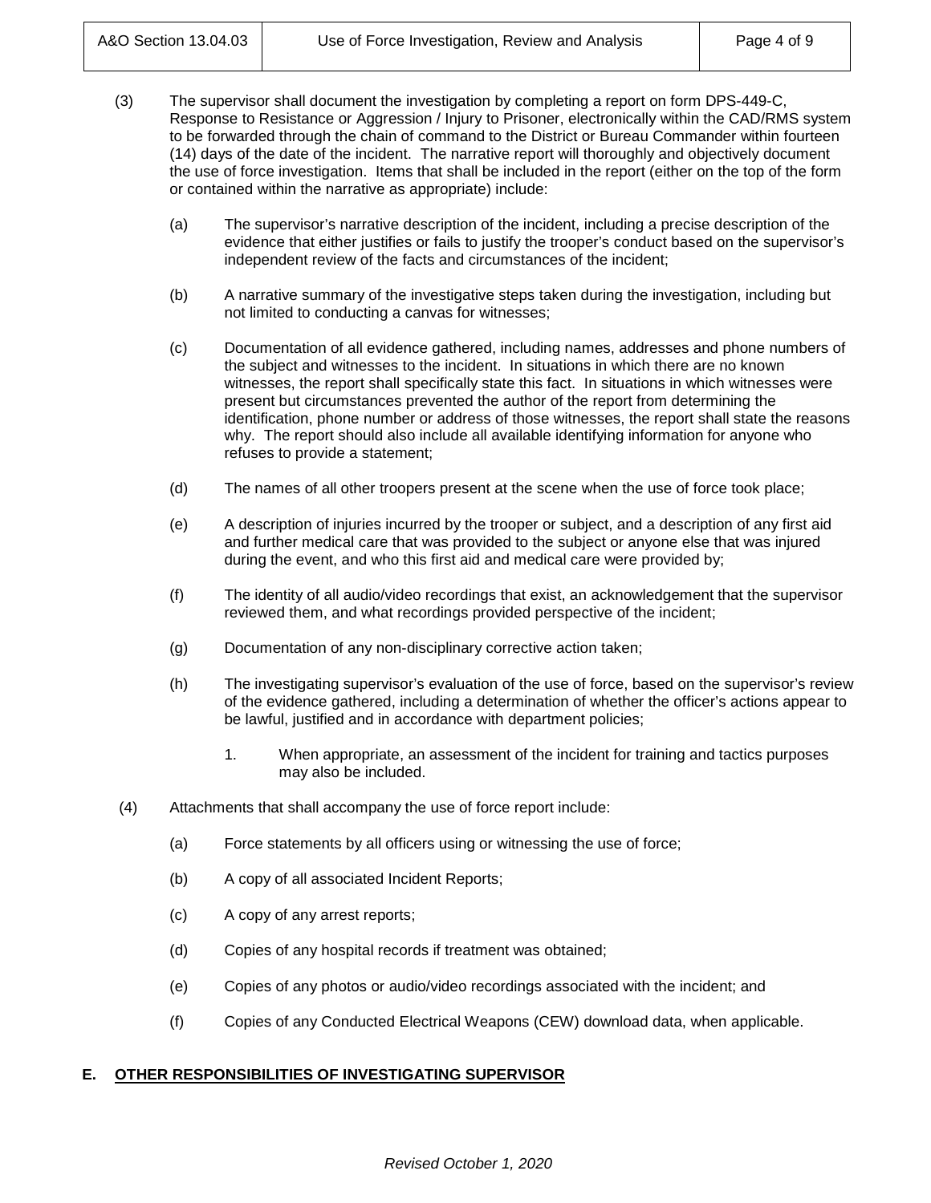(3) The supervisor shall document the investigation by completing a report on form DPS-449-C, Response to Resistance or Aggression / Injury to Prisoner, electronically within the CAD/RMS system to be forwarded through the chain of command to the District or Bureau Commander within fourteen (14) days of the date of the incident. The narrative report will thoroughly and objectively document the use of force investigation. Items that shall be included in the report (either on the top of the form or contained within the narrative as appropriate) include:

   (a) The supervisor's narrative description of the incident, including a precise description of the evidence that either justifies or fails to justify the trooper's conduct based on the supervisor's independent review of the facts and circumstances of the incident;

   (b) A narrative summary of the investigative steps taken during the investigation, including but not limited to conducting a canvas for witnesses;

   (c) Documentation of all evidence gathered, including names, addresses and phone numbers of the subject and witnesses to the incident. In situations in which there are no known witnesses, the report shall specifically state this fact. In situations in which witnesses were present but circumstances prevented the author of the report from determining the identification, phone number or address of those witnesses, the report shall state the reasons why. The report should also include all available identifying information for anyone who refuses to provide a statement;

   (d) The names of all other troopers present at the scene when the use of force took place;

   (e) A description of injuries incurred by the trooper or subject, and a description of any first aid and further medical care that was provided to the subject or anyone else that was injured during the event, and who this first aid and medical care were provided by;

   (f) The identity of all audio/video recordings that exist, an acknowledgement that the supervisor reviewed them, and what recordings provided perspective of the incident;

   (g) Documentation of any non-disciplinary corrective action taken;

   (h) The investigating supervisor's evaluation of the use of force, based on the supervisor's review of the evidence gathered, including a determination of whether the officer's actions appear to be lawful, justified and in accordance with department policies;

      1. When appropriate, an assessment of the incident for training and tactics purposes may also be included.

(4) Attachments that shall accompany the use of force report include:

   (a) Force statements by all officers using or witnessing the use of force;

   (b) A copy of all associated Incident Reports;

   (c) A copy of any arrest reports;

   (d) Copies of any hospital records if treatment was obtained;

   (e) Copies of any photos or audio/video recordings associated with the incident; and

   (f) Copies of any Conducted Electrical Weapons (CEW) download data, when applicable.

## E. OTHER RESPONSIBILITIES OF INVESTIGATING SUPERVISOR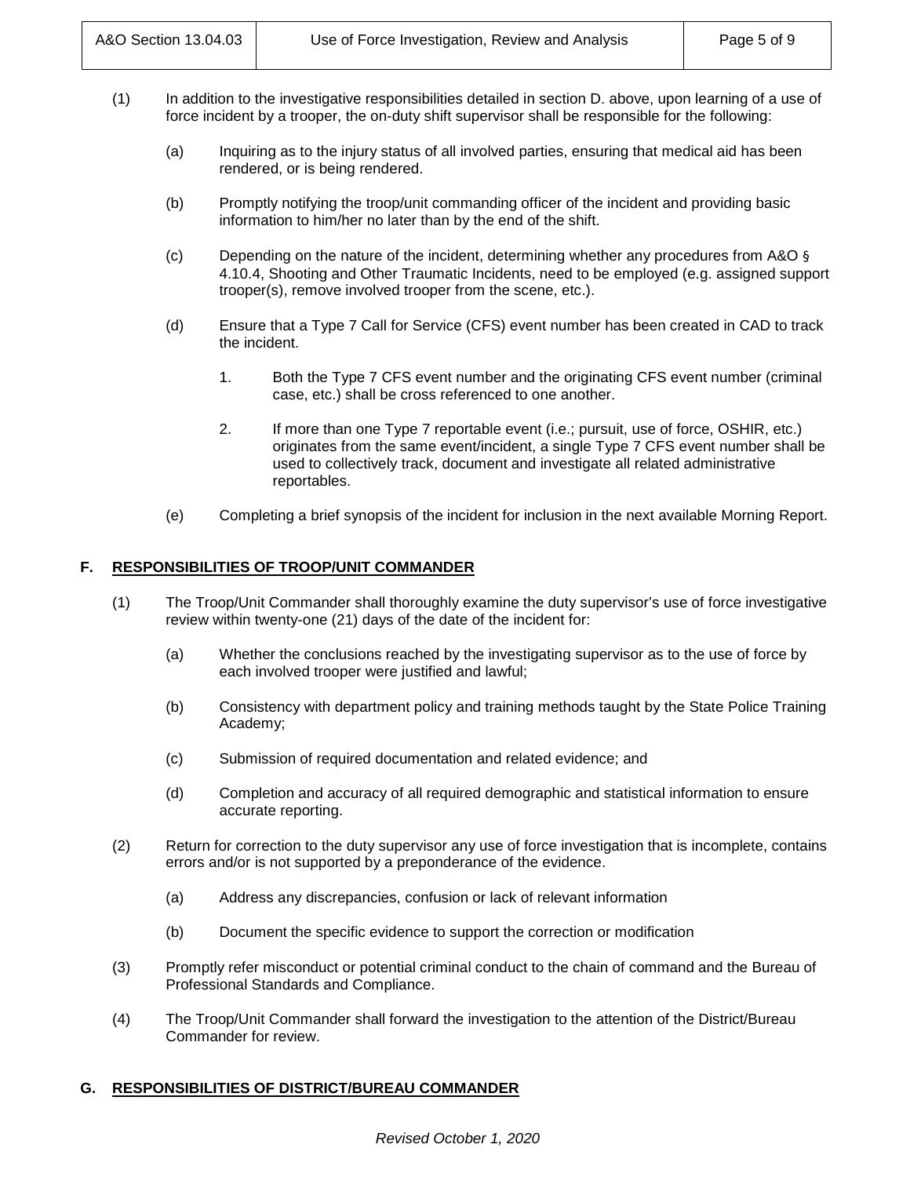(1) In addition to the investigative responsibilities detailed in section D. above, upon learning of a use of force incident by a trooper, the on-duty shift supervisor shall be responsible for the following:

(a) Inquiring as to the injury status of all involved parties, ensuring that medical aid has been rendered, or is being rendered.

(b) Promptly notifying the troop/unit commanding officer of the incident and providing basic information to him/her no later than by the end of the shift.

(c) Depending on the nature of the incident, determining whether any procedures from A&O § 4.10.4, Shooting and Other Traumatic Incidents, need to be employed (e.g. assigned support trooper(s), remove involved trooper from the scene, etc.).

(d) Ensure that a Type 7 Call for Service (CFS) event number has been created in CAD to track the incident.

1. Both the Type 7 CFS event number and the originating CFS event number (criminal case, etc.) shall be cross referenced to one another.

2. If more than one Type 7 reportable event (i.e.; pursuit, use of force, OSHIR, etc.) originates from the same event/incident, a single Type 7 CFS event number shall be used to collectively track, document and investigate all related administrative reportables.

(e) Completing a brief synopsis of the incident for inclusion in the next available Morning Report.

## F. RESPONSIBILITIES OF TROOP/UNIT COMMANDER

(1) The Troop/Unit Commander shall thoroughly examine the duty supervisor's use of force investigative review within twenty-one (21) days of the date of the incident for:

(a) Whether the conclusions reached by the investigating supervisor as to the use of force by each involved trooper were justified and lawful;

(b) Consistency with department policy and training methods taught by the State Police Training Academy;

(c) Submission of required documentation and related evidence; and

(d) Completion and accuracy of all required demographic and statistical information to ensure accurate reporting.

(2) Return for correction to the duty supervisor any use of force investigation that is incomplete, contains errors and/or is not supported by a preponderance of the evidence.

(a) Address any discrepancies, confusion or lack of relevant information

(b) Document the specific evidence to support the correction or modification

(3) Promptly refer misconduct or potential criminal conduct to the chain of command and the Bureau of Professional Standards and Compliance.

(4) The Troop/Unit Commander shall forward the investigation to the attention of the District/Bureau Commander for review.

## G. RESPONSIBILITIES OF DISTRICT/BUREAU COMMANDER

*Revised October 1, 2020*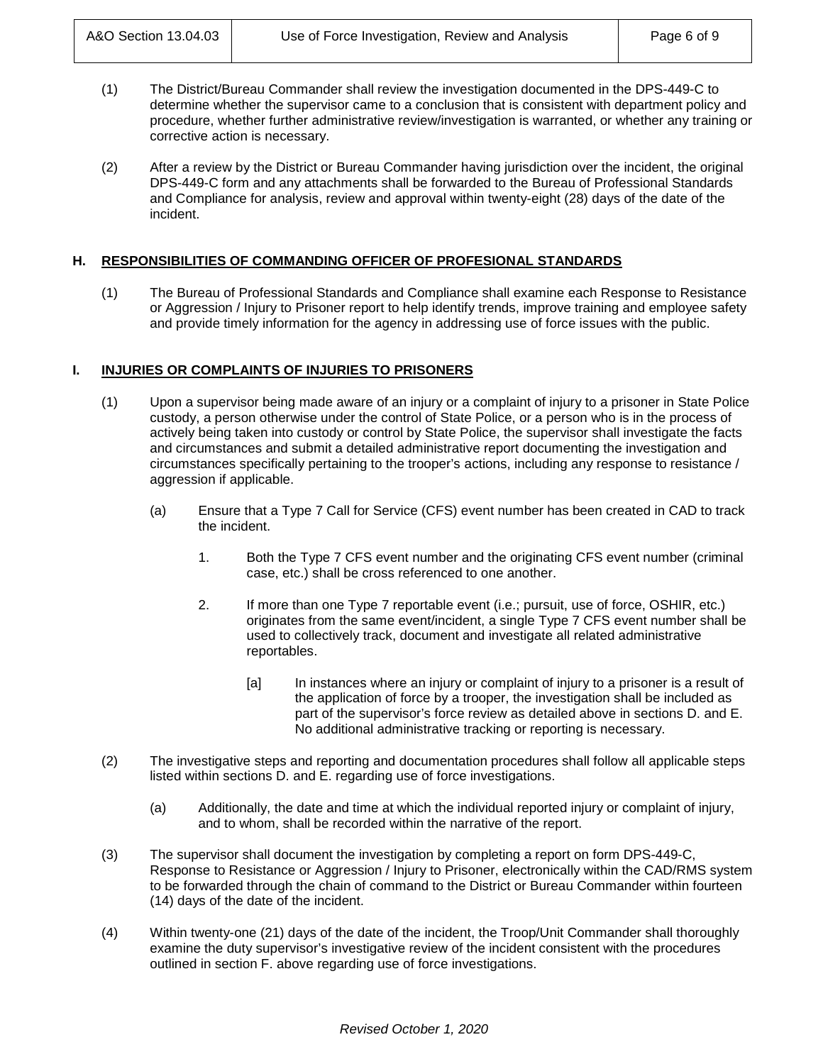(1) The District/Bureau Commander shall review the investigation documented in the DPS-449-C to determine whether the supervisor came to a conclusion that is consistent with department policy and procedure, whether further administrative review/investigation is warranted, or whether any training or corrective action is necessary.

(2) After a review by the District or Bureau Commander having jurisdiction over the incident, the original DPS-449-C form and any attachments shall be forwarded to the Bureau of Professional Standards and Compliance for analysis, review and approval within twenty-eight (28) days of the date of the incident.

## H. RESPONSIBILITIES OF COMMANDING OFFICER OF PROFESIONAL STANDARDS

(1) The Bureau of Professional Standards and Compliance shall examine each Response to Resistance or Aggression / Injury to Prisoner report to help identify trends, improve training and employee safety and provide timely information for the agency in addressing use of force issues with the public.

## I. INJURIES OR COMPLAINTS OF INJURIES TO PRISONERS

(1) Upon a supervisor being made aware of an injury or a complaint of injury to a prisoner in State Police custody, a person otherwise under the control of State Police, or a person who is in the process of actively being taken into custody or control by State Police, the supervisor shall investigate the facts and circumstances and submit a detailed administrative report documenting the investigation and circumstances specifically pertaining to the trooper's actions, including any response to resistance / aggression if applicable.

  (a) Ensure that a Type 7 Call for Service (CFS) event number has been created in CAD to track the incident.

    1. Both the Type 7 CFS event number and the originating CFS event number (criminal case, etc.) shall be cross referenced to one another.

    2. If more than one Type 7 reportable event (i.e.; pursuit, use of force, OSHIR, etc.) originates from the same event/incident, a single Type 7 CFS event number shall be used to collectively track, document and investigate all related administrative reportables.

      [a] In instances where an injury or complaint of injury to a prisoner is a result of the application of force by a trooper, the investigation shall be included as part of the supervisor's force review as detailed above in sections D. and E. No additional administrative tracking or reporting is necessary.

(2) The investigative steps and reporting and documentation procedures shall follow all applicable steps listed within sections D. and E. regarding use of force investigations.

  (a) Additionally, the date and time at which the individual reported injury or complaint of injury, and to whom, shall be recorded within the narrative of the report.

(3) The supervisor shall document the investigation by completing a report on form DPS-449-C, Response to Resistance or Aggression / Injury to Prisoner, electronically within the CAD/RMS system to be forwarded through the chain of command to the District or Bureau Commander within fourteen (14) days of the date of the incident.

(4) Within twenty-one (21) days of the date of the incident, the Troop/Unit Commander shall thoroughly examine the duty supervisor's investigative review of the incident consistent with the procedures outlined in section F. above regarding use of force investigations.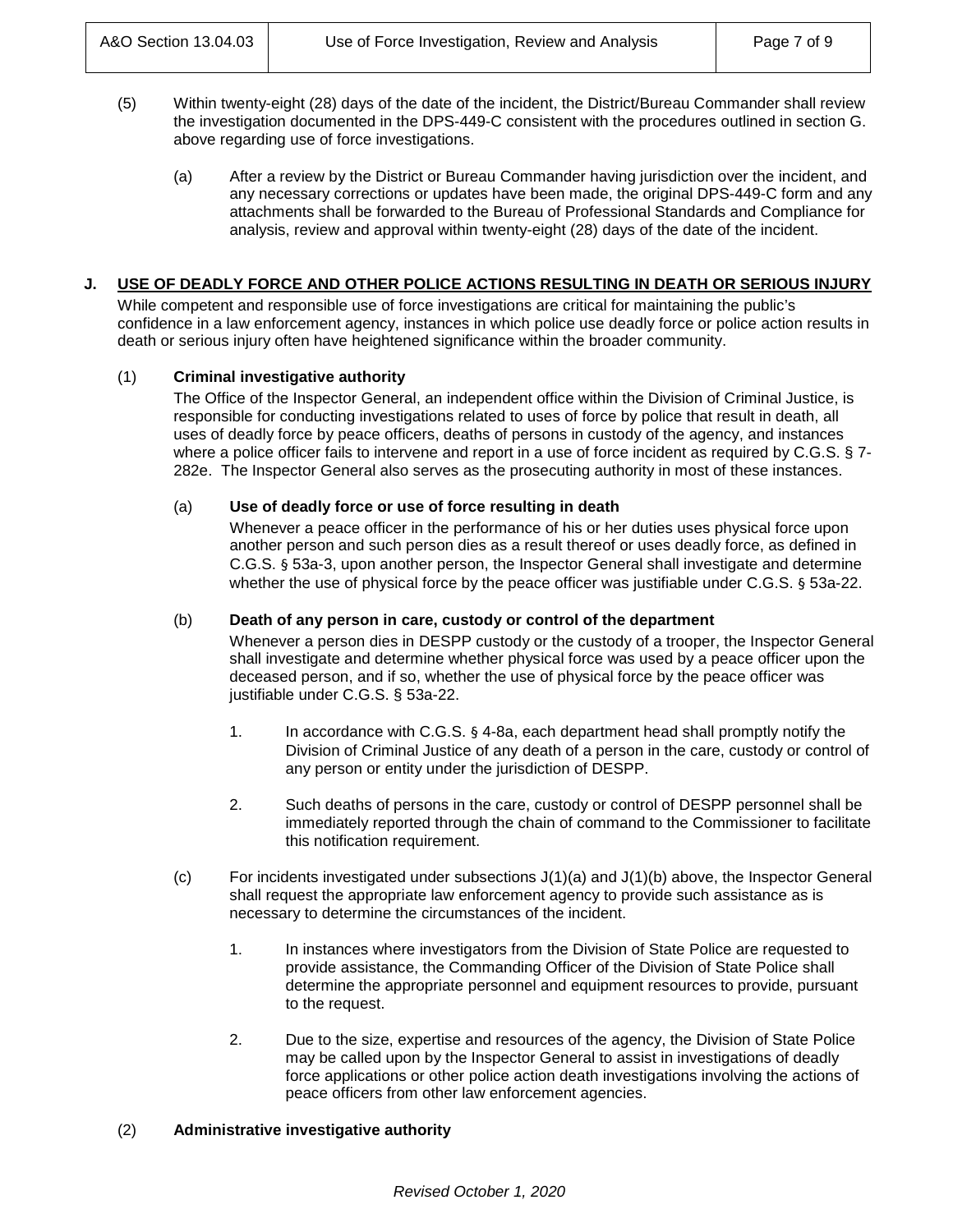(5) Within twenty-eight (28) days of the date of the incident, the District/Bureau Commander shall review the investigation documented in the DPS-449-C consistent with the procedures outlined in section G. above regarding use of force investigations.

(a) After a review by the District or Bureau Commander having jurisdiction over the incident, and any necessary corrections or updates have been made, the original DPS-449-C form and any attachments shall be forwarded to the Bureau of Professional Standards and Compliance for analysis, review and approval within twenty-eight (28) days of the date of the incident.

## J. USE OF DEADLY FORCE AND OTHER POLICE ACTIONS RESULTING IN DEATH OR SERIOUS INJURY

While competent and responsible use of force investigations are critical for maintaining the public's confidence in a law enforcement agency, instances in which police use deadly force or police action results in death or serious injury often have heightened significance within the broader community.

(1) **Criminal investigative authority**

The Office of the Inspector General, an independent office within the Division of Criminal Justice, is responsible for conducting investigations related to uses of force by police that result in death, all uses of deadly force by peace officers, deaths of persons in custody of the agency, and instances where a police officer fails to intervene and report in a use of force incident as required by C.G.S. § 7-282e. The Inspector General also serves as the prosecuting authority in most of these instances.

(a) **Use of deadly force or use of force resulting in death**

Whenever a peace officer in the performance of his or her duties uses physical force upon another person and such person dies as a result thereof or uses deadly force, as defined in C.G.S. § 53a-3, upon another person, the Inspector General shall investigate and determine whether the use of physical force by the peace officer was justifiable under C.G.S. § 53a-22.

(b) **Death of any person in care, custody or control of the department**

Whenever a person dies in DESPP custody or the custody of a trooper, the Inspector General shall investigate and determine whether physical force was used by a peace officer upon the deceased person, and if so, whether the use of physical force by the peace officer was justifiable under C.G.S. § 53a-22.

1. In accordance with C.G.S. § 4-8a, each department head shall promptly notify the Division of Criminal Justice of any death of a person in the care, custody or control of any person or entity under the jurisdiction of DESPP.

2. Such deaths of persons in the care, custody or control of DESPP personnel shall be immediately reported through the chain of command to the Commissioner to facilitate this notification requirement.

(c) For incidents investigated under subsections J(1)(a) and J(1)(b) above, the Inspector General shall request the appropriate law enforcement agency to provide such assistance as is necessary to determine the circumstances of the incident.

1. In instances where investigators from the Division of State Police are requested to provide assistance, the Commanding Officer of the Division of State Police shall determine the appropriate personnel and equipment resources to provide, pursuant to the request.

2. Due to the size, expertise and resources of the agency, the Division of State Police may be called upon by the Inspector General to assist in investigations of deadly force applications or other police action death investigations involving the actions of peace officers from other law enforcement agencies.

(2) **Administrative investigative authority**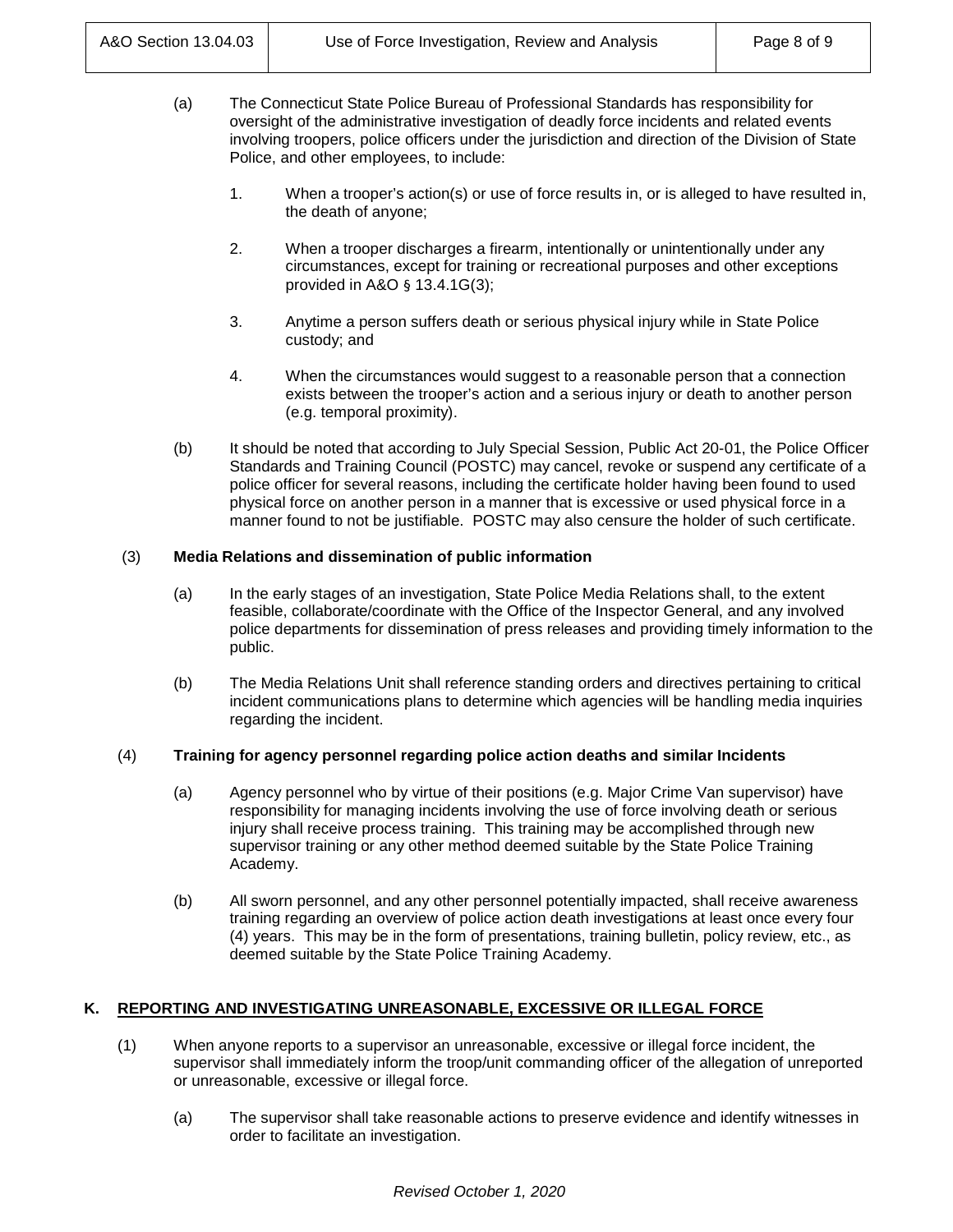(a) The Connecticut State Police Bureau of Professional Standards has responsibility for oversight of the administrative investigation of deadly force incidents and related events involving troopers, police officers under the jurisdiction and direction of the Division of State Police, and other employees, to include:

1. When a trooper's action(s) or use of force results in, or is alleged to have resulted in, the death of anyone;

2. When a trooper discharges a firearm, intentionally or unintentionally under any circumstances, except for training or recreational purposes and other exceptions provided in A&O § 13.4.1G(3);

3. Anytime a person suffers death or serious physical injury while in State Police custody; and

4. When the circumstances would suggest to a reasonable person that a connection exists between the trooper's action and a serious injury or death to another person (e.g. temporal proximity).

(b) It should be noted that according to July Special Session, Public Act 20-01, the Police Officer Standards and Training Council (POSTC) may cancel, revoke or suspend any certificate of a police officer for several reasons, including the certificate holder having been found to used physical force on another person in a manner that is excessive or used physical force in a manner found to not be justifiable. POSTC may also censure the holder of such certificate.

(3) **Media Relations and dissemination of public information**

(a) In the early stages of an investigation, State Police Media Relations shall, to the extent feasible, collaborate/coordinate with the Office of the Inspector General, and any involved police departments for dissemination of press releases and providing timely information to the public.

(b) The Media Relations Unit shall reference standing orders and directives pertaining to critical incident communications plans to determine which agencies will be handling media inquiries regarding the incident.

(4) **Training for agency personnel regarding police action deaths and similar Incidents**

(a) Agency personnel who by virtue of their positions (e.g. Major Crime Van supervisor) have responsibility for managing incidents involving the use of force involving death or serious injury shall receive process training. This training may be accomplished through new supervisor training or any other method deemed suitable by the State Police Training Academy.

(b) All sworn personnel, and any other personnel potentially impacted, shall receive awareness training regarding an overview of police action death investigations at least once every four (4) years. This may be in the form of presentations, training bulletin, policy review, etc., as deemed suitable by the State Police Training Academy.

## K. REPORTING AND INVESTIGATING UNREASONABLE, EXCESSIVE OR ILLEGAL FORCE

(1) When anyone reports to a supervisor an unreasonable, excessive or illegal force incident, the supervisor shall immediately inform the troop/unit commanding officer of the allegation of unreported or unreasonable, excessive or illegal force.

(a) The supervisor shall take reasonable actions to preserve evidence and identify witnesses in order to facilitate an investigation.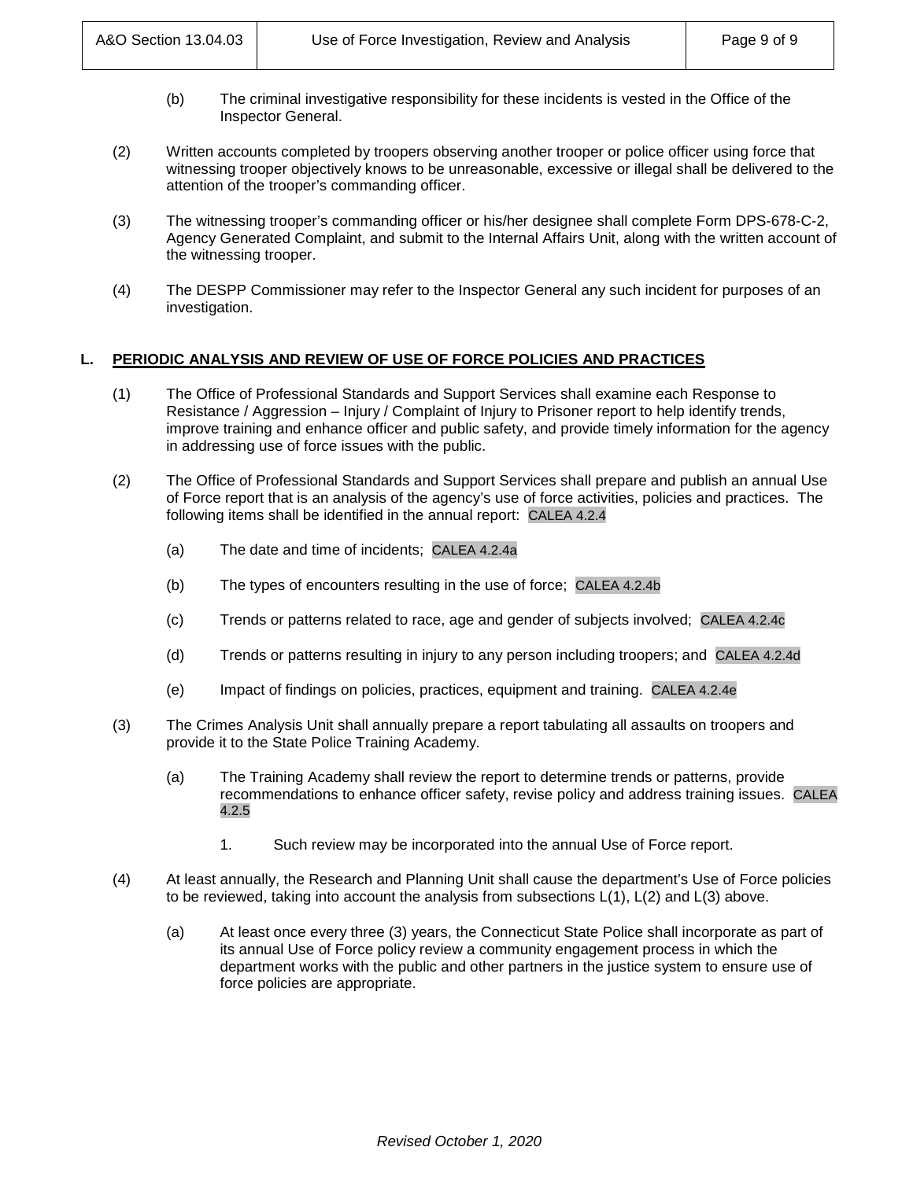(b) The criminal investigative responsibility for these incidents is vested in the Office of the Inspector General.

(2) Written accounts completed by troopers observing another trooper or police officer using force that witnessing trooper objectively knows to be unreasonable, excessive or illegal shall be delivered to the attention of the trooper's commanding officer.

(3) The witnessing trooper's commanding officer or his/her designee shall complete Form DPS-678-C-2, Agency Generated Complaint, and submit to the Internal Affairs Unit, along with the written account of the witnessing trooper.

(4) The DESPP Commissioner may refer to the Inspector General any such incident for purposes of an investigation.

**L. PERIODIC ANALYSIS AND REVIEW OF USE OF FORCE POLICIES AND PRACTICES**

(1) The Office of Professional Standards and Support Services shall examine each Response to Resistance / Aggression – Injury / Complaint of Injury to Prisoner report to help identify trends, improve training and enhance officer and public safety, and provide timely information for the agency in addressing use of force issues with the public.

(2) The Office of Professional Standards and Support Services shall prepare and publish an annual Use of Force report that is an analysis of the agency's use of force activities, policies and practices. The following items shall be identified in the annual report: CALEA 4.2.4

   (a) The date and time of incidents; CALEA 4.2.4a

   (b) The types of encounters resulting in the use of force; CALEA 4.2.4b

   (c) Trends or patterns related to race, age and gender of subjects involved; CALEA 4.2.4c

   (d) Trends or patterns resulting in injury to any person including troopers; and CALEA 4.2.4d

   (e) Impact of findings on policies, practices, equipment and training. CALEA 4.2.4e

(3) The Crimes Analysis Unit shall annually prepare a report tabulating all assaults on troopers and provide it to the State Police Training Academy.

   (a) The Training Academy shall review the report to determine trends or patterns, provide recommendations to enhance officer safety, revise policy and address training issues. CALEA 4.2.5

      1. Such review may be incorporated into the annual Use of Force report.

(4) At least annually, the Research and Planning Unit shall cause the department's Use of Force policies to be reviewed, taking into account the analysis from subsections L(1), L(2) and L(3) above.

   (a) At least once every three (3) years, the Connecticut State Police shall incorporate as part of its annual Use of Force policy review a community engagement process in which the department works with the public and other partners in the justice system to ensure use of force policies are appropriate.

*Revised October 1, 2020*